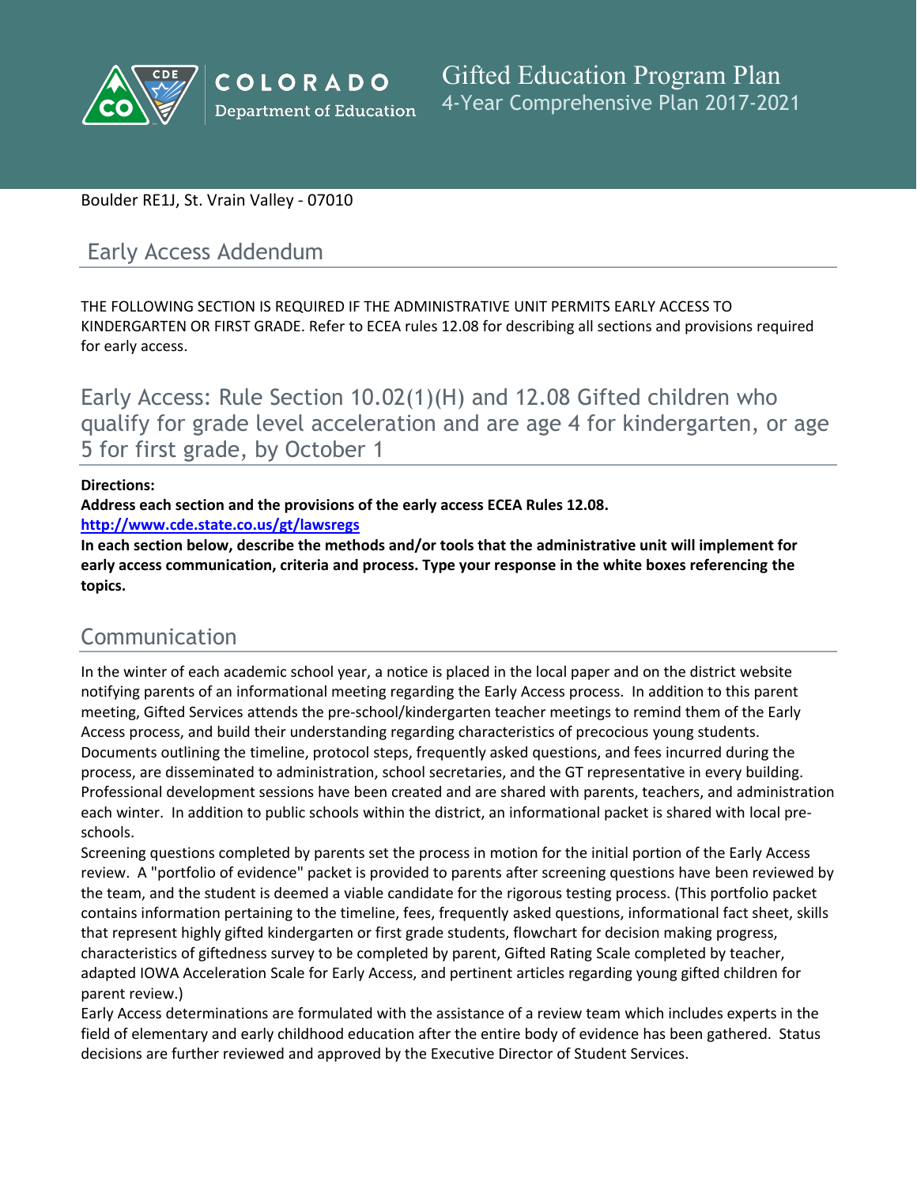# Gifted Education Program Plan

4-Year Comprehensive Plan 2017-2021

Boulder RE1J, St. Vrain Valley - 07010

## Early Access Addendum

THE FOLLOWING SECTION IS REQUIRED IF THE ADMINISTRATIVE UNIT PERMITS EARLY ACCESS TO KINDERGARTEN OR FIRST GRADE. Refer to ECEA rules 12.08 for describing all sections and provisions required for early access.

## Early Access: Rule Section 10.02(1)(H) and 12.08 Gifted children who qualify for grade level acceleration and are age 4 for kindergarten, or age 5 for first grade, by October 1

**Directions:**
**Address each section and the provisions of the early access ECEA Rules 12.08.**
**[http://www.cde.state.co.us/gt/lawsregs](http://www.cde.state.co.us/gt/lawsregs)**
**In each section below, describe the methods and/or tools that the administrative unit will implement for early access communication, criteria and process. Type your response in the white boxes referencing the topics.**

## Communication

In the winter of each academic school year, a notice is placed in the local paper and on the district website notifying parents of an informational meeting regarding the Early Access process. In addition to this parent meeting, Gifted Services attends the pre-school/kindergarten teacher meetings to remind them of the Early Access process, and build their understanding regarding characteristics of precocious young students. Documents outlining the timeline, protocol steps, frequently asked questions, and fees incurred during the process, are disseminated to administration, school secretaries, and the GT representative in every building. Professional development sessions have been created and are shared with parents, teachers, and administration each winter. In addition to public schools within the district, an informational packet is shared with local pre-schools.

Screening questions completed by parents set the process in motion for the initial portion of the Early Access review. A "portfolio of evidence" packet is provided to parents after screening questions have been reviewed by the team, and the student is deemed a viable candidate for the rigorous testing process. (This portfolio packet contains information pertaining to the timeline, fees, frequently asked questions, informational fact sheet, skills that represent highly gifted kindergarten or first grade students, flowchart for decision making progress, characteristics of giftedness survey to be completed by parent, Gifted Rating Scale completed by teacher, adapted IOWA Acceleration Scale for Early Access, and pertinent articles regarding young gifted children for parent review.)

Early Access determinations are formulated with the assistance of a review team which includes experts in the field of elementary and early childhood education after the entire body of evidence has been gathered. Status decisions are further reviewed and approved by the Executive Director of Student Services.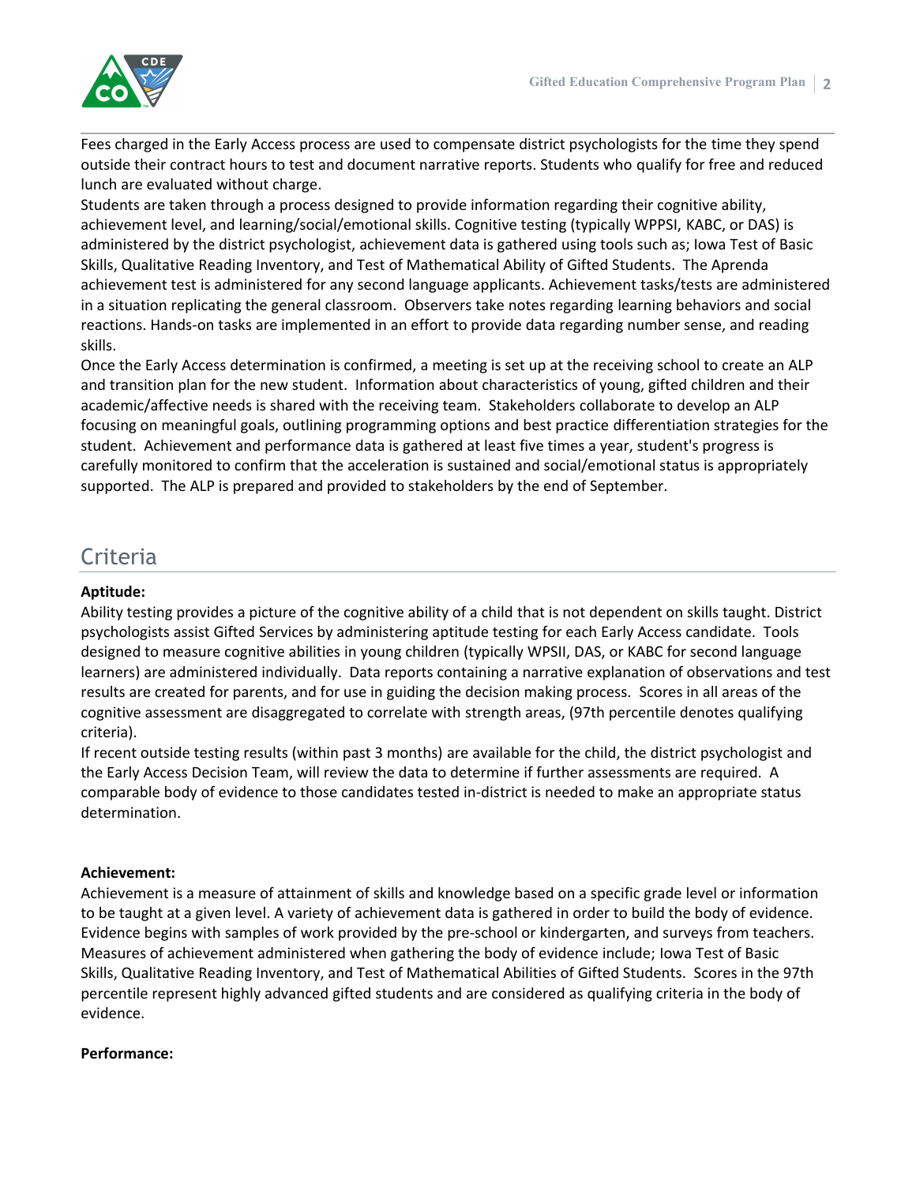Fees charged in the Early Access process are used to compensate district psychologists for the time they spend outside their contract hours to test and document narrative reports. Students who qualify for free and reduced lunch are evaluated without charge.

Students are taken through a process designed to provide information regarding their cognitive ability, achievement level, and learning/social/emotional skills. Cognitive testing (typically WPPSI, KABC, or DAS) is administered by the district psychologist, achievement data is gathered using tools such as; Iowa Test of Basic Skills, Qualitative Reading Inventory, and Test of Mathematical Ability of Gifted Students. The Aprenda achievement test is administered for any second language applicants. Achievement tasks/tests are administered in a situation replicating the general classroom. Observers take notes regarding learning behaviors and social reactions. Hands-on tasks are implemented in an effort to provide data regarding number sense, and reading skills.

Once the Early Access determination is confirmed, a meeting is set up at the receiving school to create an ALP and transition plan for the new student. Information about characteristics of young, gifted children and their academic/affective needs is shared with the receiving team. Stakeholders collaborate to develop an ALP focusing on meaningful goals, outlining programming options and best practice differentiation strategies for the student. Achievement and performance data is gathered at least five times a year, student's progress is carefully monitored to confirm that the acceleration is sustained and social/emotional status is appropriately supported. The ALP is prepared and provided to stakeholders by the end of September.

## Criteria

**Aptitude:**

Ability testing provides a picture of the cognitive ability of a child that is not dependent on skills taught. District psychologists assist Gifted Services by administering aptitude testing for each Early Access candidate. Tools designed to measure cognitive abilities in young children (typically WPSII, DAS, or KABC for second language learners) are administered individually. Data reports containing a narrative explanation of observations and test results are created for parents, and for use in guiding the decision making process. Scores in all areas of the cognitive assessment are disaggregated to correlate with strength areas, (97th percentile denotes qualifying criteria).

If recent outside testing results (within past 3 months) are available for the child, the district psychologist and the Early Access Decision Team, will review the data to determine if further assessments are required. A comparable body of evidence to those candidates tested in-district is needed to make an appropriate status determination.

**Achievement:**

Achievement is a measure of attainment of skills and knowledge based on a specific grade level or information to be taught at a given level. A variety of achievement data is gathered in order to build the body of evidence. Evidence begins with samples of work provided by the pre-school or kindergarten, and surveys from teachers. Measures of achievement administered when gathering the body of evidence include; Iowa Test of Basic Skills, Qualitative Reading Inventory, and Test of Mathematical Abilities of Gifted Students. Scores in the 97th percentile represent highly advanced gifted students and are considered as qualifying criteria in the body of evidence.

**Performance:**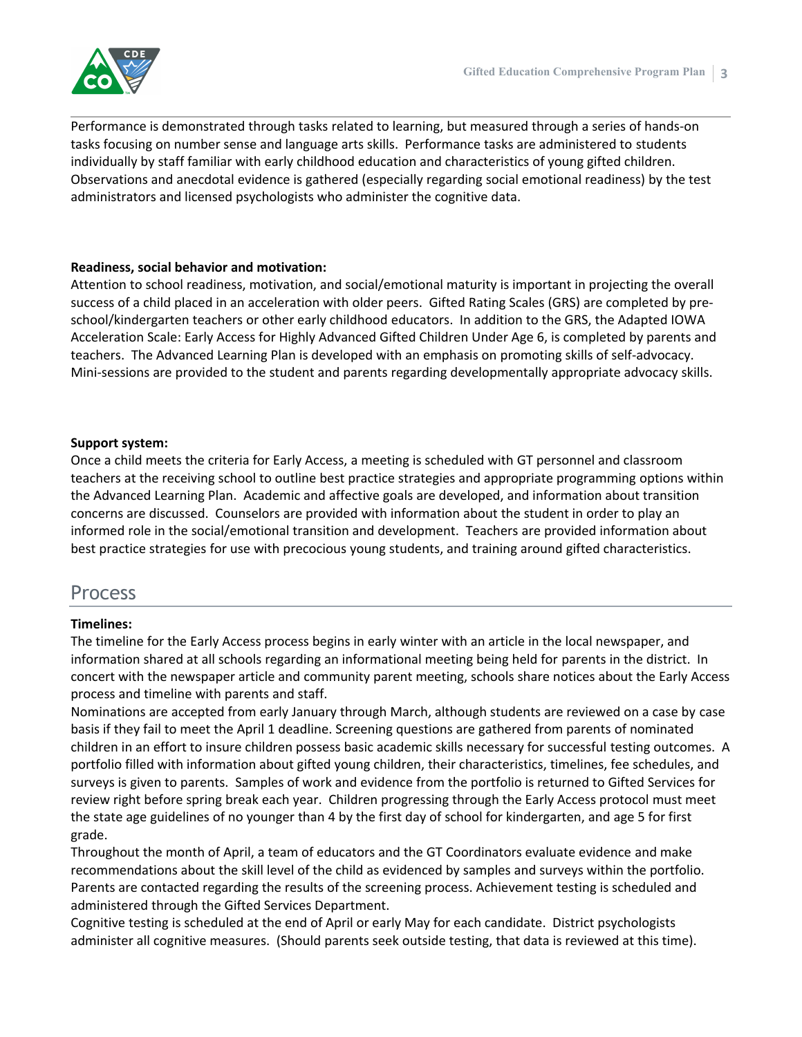Performance is demonstrated through tasks related to learning, but measured through a series of hands-on tasks focusing on number sense and language arts skills. Performance tasks are administered to students individually by staff familiar with early childhood education and characteristics of young gifted children. Observations and anecdotal evidence is gathered (especially regarding social emotional readiness) by the test administrators and licensed psychologists who administer the cognitive data.

**Readiness, social behavior and motivation:**
Attention to school readiness, motivation, and social/emotional maturity is important in projecting the overall success of a child placed in an acceleration with older peers. Gifted Rating Scales (GRS) are completed by pre-school/kindergarten teachers or other early childhood educators. In addition to the GRS, the Adapted IOWA Acceleration Scale: Early Access for Highly Advanced Gifted Children Under Age 6, is completed by parents and teachers. The Advanced Learning Plan is developed with an emphasis on promoting skills of self-advocacy. Mini-sessions are provided to the student and parents regarding developmentally appropriate advocacy skills.

**Support system:**
Once a child meets the criteria for Early Access, a meeting is scheduled with GT personnel and classroom teachers at the receiving school to outline best practice strategies and appropriate programming options within the Advanced Learning Plan. Academic and affective goals are developed, and information about transition concerns are discussed. Counselors are provided with information about the student in order to play an informed role in the social/emotional transition and development. Teachers are provided information about best practice strategies for use with precocious young students, and training around gifted characteristics.

## Process

**Timelines:**
The timeline for the Early Access process begins in early winter with an article in the local newspaper, and information shared at all schools regarding an informational meeting being held for parents in the district. In concert with the newspaper article and community parent meeting, schools share notices about the Early Access process and timeline with parents and staff.

Nominations are accepted from early January through March, although students are reviewed on a case by case basis if they fail to meet the April 1 deadline. Screening questions are gathered from parents of nominated children in an effort to insure children possess basic academic skills necessary for successful testing outcomes. A portfolio filled with information about gifted young children, their characteristics, timelines, fee schedules, and surveys is given to parents. Samples of work and evidence from the portfolio is returned to Gifted Services for review right before spring break each year. Children progressing through the Early Access protocol must meet the state age guidelines of no younger than 4 by the first day of school for kindergarten, and age 5 for first grade.

Throughout the month of April, a team of educators and the GT Coordinators evaluate evidence and make recommendations about the skill level of the child as evidenced by samples and surveys within the portfolio. Parents are contacted regarding the results of the screening process. Achievement testing is scheduled and administered through the Gifted Services Department.

Cognitive testing is scheduled at the end of April or early May for each candidate. District psychologists administer all cognitive measures. (Should parents seek outside testing, that data is reviewed at this time).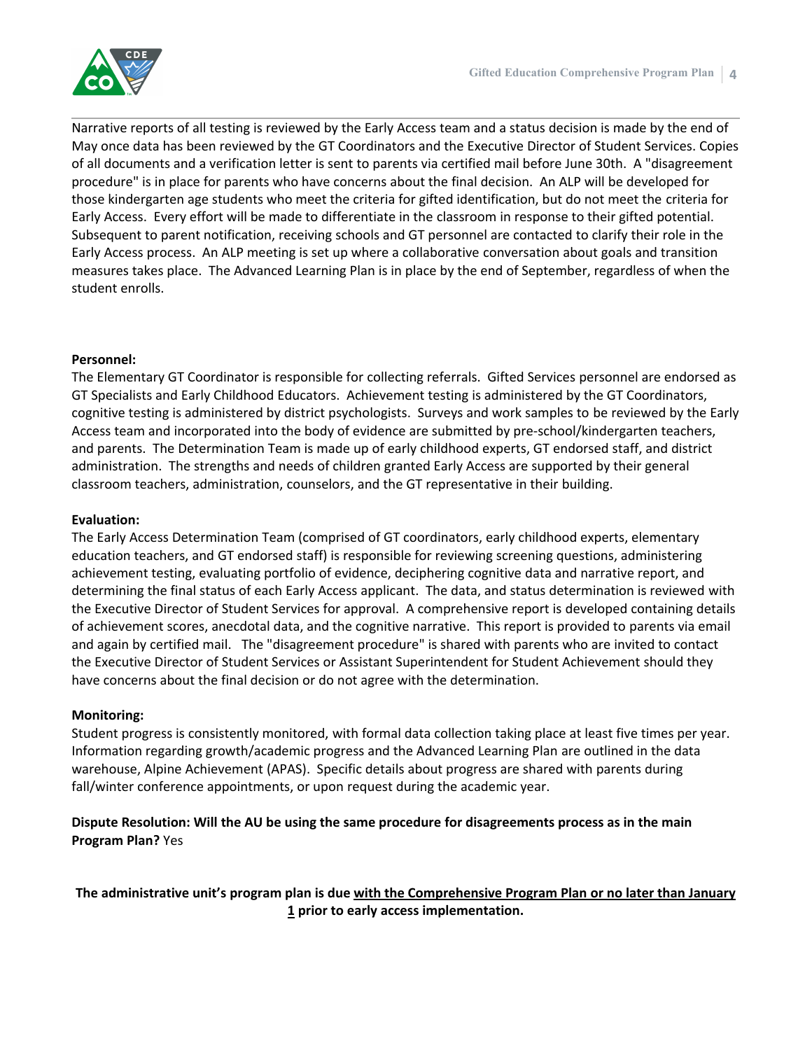Narrative reports of all testing is reviewed by the Early Access team and a status decision is made by the end of May once data has been reviewed by the GT Coordinators and the Executive Director of Student Services. Copies of all documents and a verification letter is sent to parents via certified mail before June 30th. A "disagreement procedure" is in place for parents who have concerns about the final decision. An ALP will be developed for those kindergarten age students who meet the criteria for gifted identification, but do not meet the criteria for Early Access. Every effort will be made to differentiate in the classroom in response to their gifted potential. Subsequent to parent notification, receiving schools and GT personnel are contacted to clarify their role in the Early Access process. An ALP meeting is set up where a collaborative conversation about goals and transition measures takes place. The Advanced Learning Plan is in place by the end of September, regardless of when the student enrolls.

**Personnel:**
The Elementary GT Coordinator is responsible for collecting referrals. Gifted Services personnel are endorsed as GT Specialists and Early Childhood Educators. Achievement testing is administered by the GT Coordinators, cognitive testing is administered by district psychologists. Surveys and work samples to be reviewed by the Early Access team and incorporated into the body of evidence are submitted by pre-school/kindergarten teachers, and parents. The Determination Team is made up of early childhood experts, GT endorsed staff, and district administration. The strengths and needs of children granted Early Access are supported by their general classroom teachers, administration, counselors, and the GT representative in their building.

**Evaluation:**
The Early Access Determination Team (comprised of GT coordinators, early childhood experts, elementary education teachers, and GT endorsed staff) is responsible for reviewing screening questions, administering achievement testing, evaluating portfolio of evidence, deciphering cognitive data and narrative report, and determining the final status of each Early Access applicant. The data, and status determination is reviewed with the Executive Director of Student Services for approval. A comprehensive report is developed containing details of achievement scores, anecdotal data, and the cognitive narrative. This report is provided to parents via email and again by certified mail. The "disagreement procedure" is shared with parents who are invited to contact the Executive Director of Student Services or Assistant Superintendent for Student Achievement should they have concerns about the final decision or do not agree with the determination.

**Monitoring:**
Student progress is consistently monitored, with formal data collection taking place at least five times per year. Information regarding growth/academic progress and the Advanced Learning Plan are outlined in the data warehouse, Alpine Achievement (APAS). Specific details about progress are shared with parents during fall/winter conference appointments, or upon request during the academic year.

**Dispute Resolution: Will the AU be using the same procedure for disagreements process as in the main Program Plan?** Yes

**The administrative unit's program plan is due <u>with the Comprehensive Program Plan or no later than January 1</u> prior to early access implementation.**